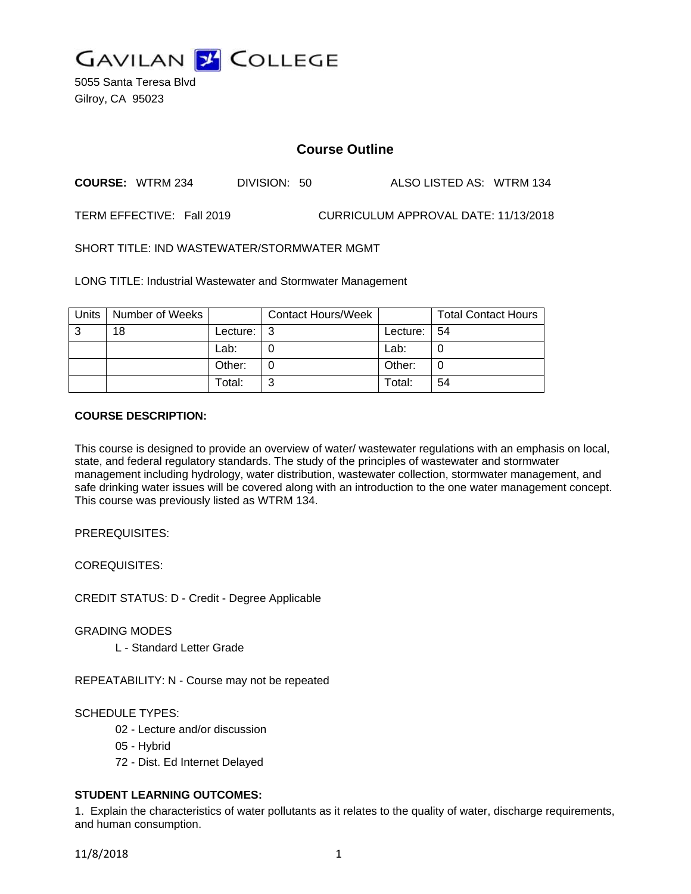# GAVILAN COLLEGE

5055 Santa Teresa Blvd
Gilroy, CA 95023

## Course Outline

**COURSE:** WTRM 234 DIVISION: 50 ALSO LISTED AS: WTRM 134

TERM EFFECTIVE: Fall 2019 CURRICULUM APPROVAL DATE: 11/13/2018

SHORT TITLE: IND WASTEWATER/STORMWATER MGMT

LONG TITLE: Industrial Wastewater and Stormwater Management

| Units | Number of Weeks | | Contact Hours/Week | | Total Contact Hours |
|---|---|---|---|---|---|
| 3 | 18 | Lecture: | 3 | Lecture: | 54 |
| | | Lab: | 0 | Lab: | 0 |
| | | Other: | 0 | Other: | 0 |
| | | Total: | 3 | Total: | 54 |

**COURSE DESCRIPTION:**

This course is designed to provide an overview of water/ wastewater regulations with an emphasis on local, state, and federal regulatory standards. The study of the principles of wastewater and stormwater management including hydrology, water distribution, wastewater collection, stormwater management, and safe drinking water issues will be covered along with an introduction to the one water management concept. This course was previously listed as WTRM 134.

PREREQUISITES:

COREQUISITES:

CREDIT STATUS: D - Credit - Degree Applicable

GRADING MODES

L - Standard Letter Grade

REPEATABILITY: N - Course may not be repeated

SCHEDULE TYPES:

02 - Lecture and/or discussion

05 - Hybrid

72 - Dist. Ed Internet Delayed

**STUDENT LEARNING OUTCOMES:**

1. Explain the characteristics of water pollutants as it relates to the quality of water, discharge requirements, and human consumption.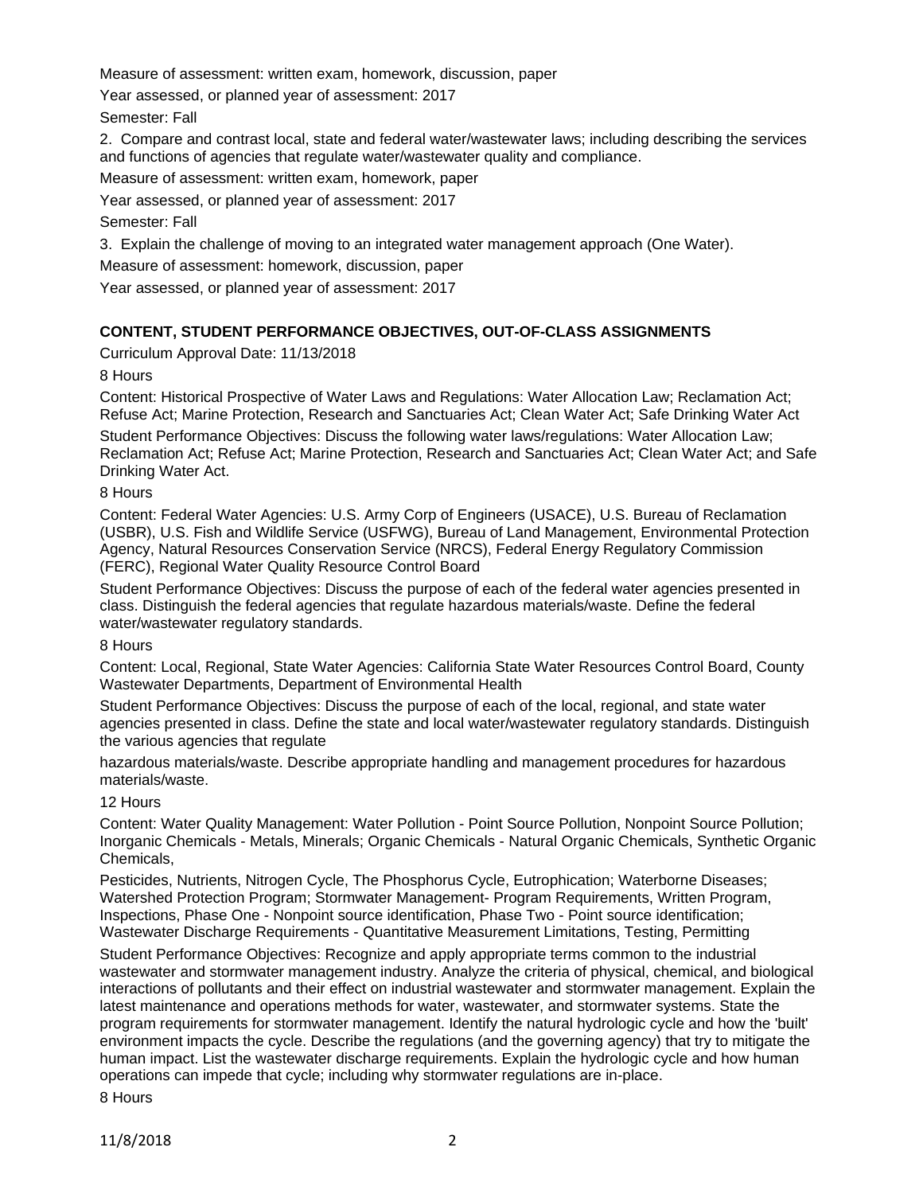Measure of assessment: written exam, homework, discussion, paper

Year assessed, or planned year of assessment: 2017

Semester: Fall

2. Compare and contrast local, state and federal water/wastewater laws; including describing the services and functions of agencies that regulate water/wastewater quality and compliance.

Measure of assessment: written exam, homework, paper

Year assessed, or planned year of assessment: 2017

Semester: Fall

3. Explain the challenge of moving to an integrated water management approach (One Water).

Measure of assessment: homework, discussion, paper

Year assessed, or planned year of assessment: 2017

**CONTENT, STUDENT PERFORMANCE OBJECTIVES, OUT-OF-CLASS ASSIGNMENTS**

Curriculum Approval Date: 11/13/2018

8 Hours

Content: Historical Prospective of Water Laws and Regulations: Water Allocation Law; Reclamation Act; Refuse Act; Marine Protection, Research and Sanctuaries Act; Clean Water Act; Safe Drinking Water Act

Student Performance Objectives: Discuss the following water laws/regulations: Water Allocation Law; Reclamation Act; Refuse Act; Marine Protection, Research and Sanctuaries Act; Clean Water Act; and Safe Drinking Water Act.

8 Hours

Content: Federal Water Agencies: U.S. Army Corp of Engineers (USACE), U.S. Bureau of Reclamation (USBR), U.S. Fish and Wildlife Service (USFWG), Bureau of Land Management, Environmental Protection Agency, Natural Resources Conservation Service (NRCS), Federal Energy Regulatory Commission (FERC), Regional Water Quality Resource Control Board

Student Performance Objectives: Discuss the purpose of each of the federal water agencies presented in class. Distinguish the federal agencies that regulate hazardous materials/waste. Define the federal water/wastewater regulatory standards.

8 Hours

Content: Local, Regional, State Water Agencies: California State Water Resources Control Board, County Wastewater Departments, Department of Environmental Health

Student Performance Objectives: Discuss the purpose of each of the local, regional, and state water agencies presented in class. Define the state and local water/wastewater regulatory standards. Distinguish the various agencies that regulate

hazardous materials/waste. Describe appropriate handling and management procedures for hazardous materials/waste.

12 Hours

Content: Water Quality Management: Water Pollution - Point Source Pollution, Nonpoint Source Pollution; Inorganic Chemicals - Metals, Minerals; Organic Chemicals - Natural Organic Chemicals, Synthetic Organic Chemicals,

Pesticides, Nutrients, Nitrogen Cycle, The Phosphorus Cycle, Eutrophication; Waterborne Diseases; Watershed Protection Program; Stormwater Management- Program Requirements, Written Program, Inspections, Phase One - Nonpoint source identification, Phase Two - Point source identification; Wastewater Discharge Requirements - Quantitative Measurement Limitations, Testing, Permitting

Student Performance Objectives: Recognize and apply appropriate terms common to the industrial wastewater and stormwater management industry. Analyze the criteria of physical, chemical, and biological interactions of pollutants and their effect on industrial wastewater and stormwater management. Explain the latest maintenance and operations methods for water, wastewater, and stormwater systems. State the program requirements for stormwater management. Identify the natural hydrologic cycle and how the 'built' environment impacts the cycle. Describe the regulations (and the governing agency) that try to mitigate the human impact. List the wastewater discharge requirements. Explain the hydrologic cycle and how human operations can impede that cycle; including why stormwater regulations are in-place.

8 Hours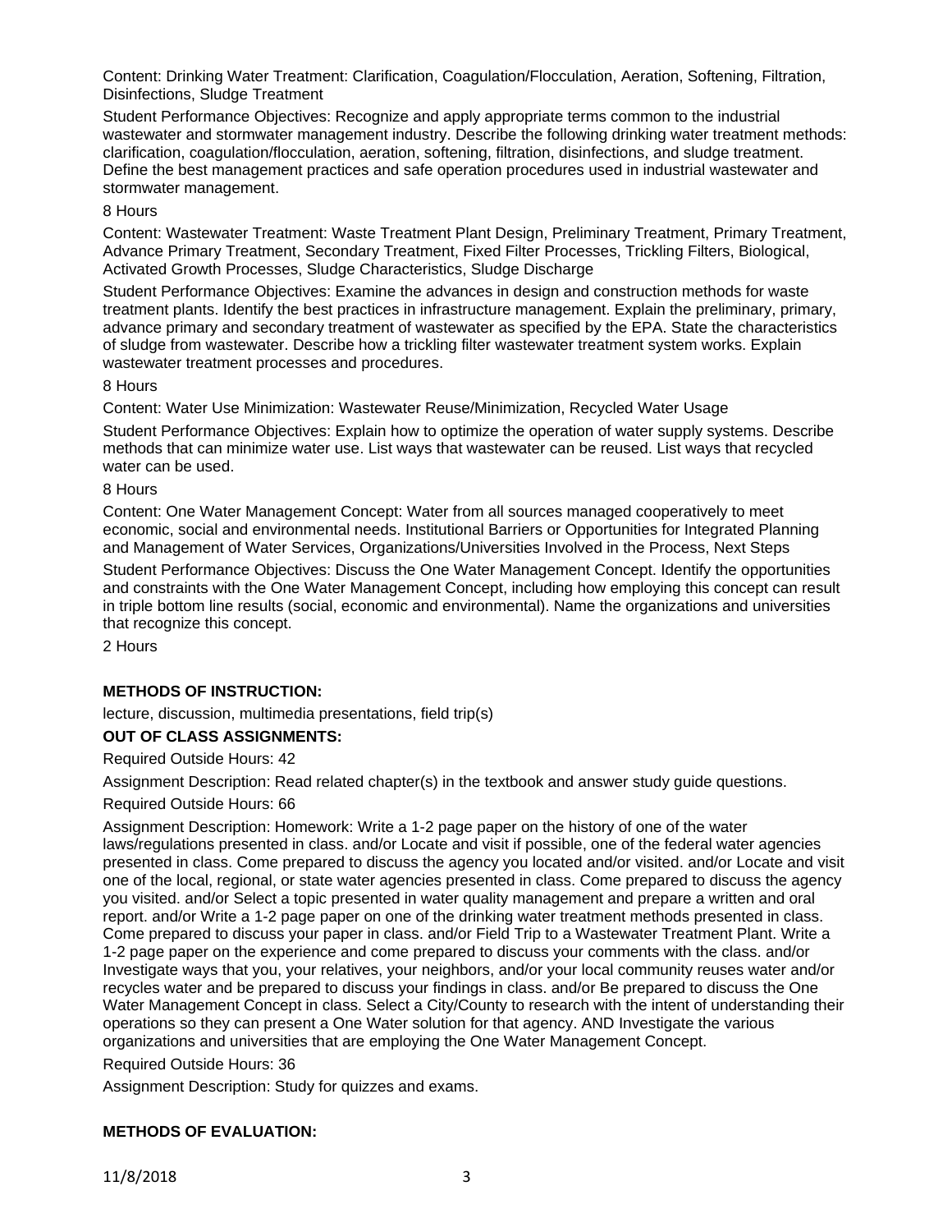Content: Drinking Water Treatment: Clarification, Coagulation/Flocculation, Aeration, Softening, Filtration, Disinfections, Sludge Treatment

Student Performance Objectives: Recognize and apply appropriate terms common to the industrial wastewater and stormwater management industry. Describe the following drinking water treatment methods: clarification, coagulation/flocculation, aeration, softening, filtration, disinfections, and sludge treatment. Define the best management practices and safe operation procedures used in industrial wastewater and stormwater management.

8 Hours

Content: Wastewater Treatment: Waste Treatment Plant Design, Preliminary Treatment, Primary Treatment, Advance Primary Treatment, Secondary Treatment, Fixed Filter Processes, Trickling Filters, Biological, Activated Growth Processes, Sludge Characteristics, Sludge Discharge

Student Performance Objectives: Examine the advances in design and construction methods for waste treatment plants. Identify the best practices in infrastructure management. Explain the preliminary, primary, advance primary and secondary treatment of wastewater as specified by the EPA. State the characteristics of sludge from wastewater. Describe how a trickling filter wastewater treatment system works. Explain wastewater treatment processes and procedures.

8 Hours

Content: Water Use Minimization: Wastewater Reuse/Minimization, Recycled Water Usage

Student Performance Objectives: Explain how to optimize the operation of water supply systems. Describe methods that can minimize water use. List ways that wastewater can be reused. List ways that recycled water can be used.

8 Hours

Content: One Water Management Concept: Water from all sources managed cooperatively to meet economic, social and environmental needs. Institutional Barriers or Opportunities for Integrated Planning and Management of Water Services, Organizations/Universities Involved in the Process, Next Steps

Student Performance Objectives: Discuss the One Water Management Concept. Identify the opportunities and constraints with the One Water Management Concept, including how employing this concept can result in triple bottom line results (social, economic and environmental). Name the organizations and universities that recognize this concept.

2 Hours

**METHODS OF INSTRUCTION:**

lecture, discussion, multimedia presentations, field trip(s)

**OUT OF CLASS ASSIGNMENTS:**

Required Outside Hours: 42

Assignment Description: Read related chapter(s) in the textbook and answer study guide questions.

Required Outside Hours: 66

Assignment Description: Homework: Write a 1-2 page paper on the history of one of the water laws/regulations presented in class. and/or Locate and visit if possible, one of the federal water agencies presented in class. Come prepared to discuss the agency you located and/or visited. and/or Locate and visit one of the local, regional, or state water agencies presented in class. Come prepared to discuss the agency you visited. and/or Select a topic presented in water quality management and prepare a written and oral report. and/or Write a 1-2 page paper on one of the drinking water treatment methods presented in class. Come prepared to discuss your paper in class. and/or Field Trip to a Wastewater Treatment Plant. Write a 1-2 page paper on the experience and come prepared to discuss your comments with the class. and/or Investigate ways that you, your relatives, your neighbors, and/or your local community reuses water and/or recycles water and be prepared to discuss your findings in class. and/or Be prepared to discuss the One Water Management Concept in class. Select a City/County to research with the intent of understanding their operations so they can present a One Water solution for that agency. AND Investigate the various organizations and universities that are employing the One Water Management Concept.

Required Outside Hours: 36

Assignment Description: Study for quizzes and exams.

**METHODS OF EVALUATION:**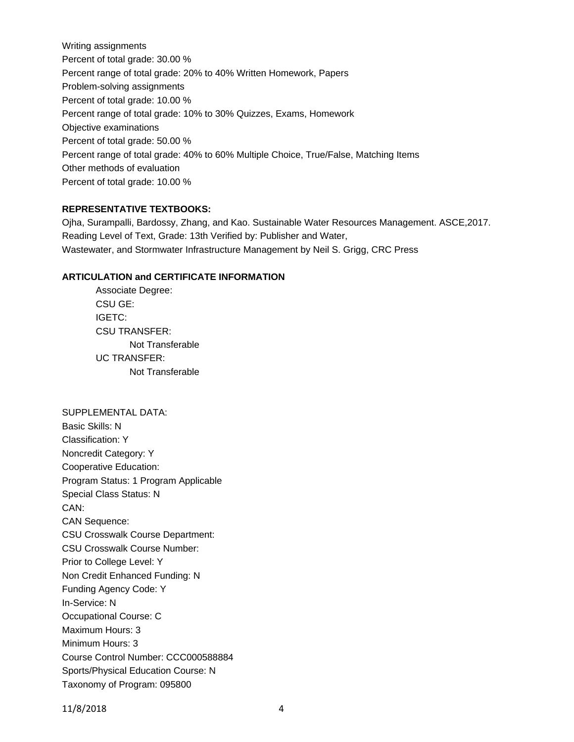Writing assignments
Percent of total grade: 30.00 %
Percent range of total grade: 20% to 40% Written Homework, Papers
Problem-solving assignments
Percent of total grade: 10.00 %
Percent range of total grade: 10% to 30% Quizzes, Exams, Homework
Objective examinations
Percent of total grade: 50.00 %
Percent range of total grade: 40% to 60% Multiple Choice, True/False, Matching Items
Other methods of evaluation
Percent of total grade: 10.00 %

**REPRESENTATIVE TEXTBOOKS:**

Ojha, Surampalli, Bardossy, Zhang, and Kao. Sustainable Water Resources Management. ASCE,2017.
Reading Level of Text, Grade: 13th Verified by: Publisher and Water,
Wastewater, and Stormwater Infrastructure Management by Neil S. Grigg, CRC Press

**ARTICULATION and CERTIFICATE INFORMATION**

Associate Degree:
CSU GE:
IGETC:
CSU TRANSFER:
Not Transferable
UC TRANSFER:
Not Transferable

SUPPLEMENTAL DATA:
Basic Skills: N
Classification: Y
Noncredit Category: Y
Cooperative Education:
Program Status: 1 Program Applicable
Special Class Status: N
CAN:
CAN Sequence:
CSU Crosswalk Course Department:
CSU Crosswalk Course Number:
Prior to College Level: Y
Non Credit Enhanced Funding: N
Funding Agency Code: Y
In-Service: N
Occupational Course: C
Maximum Hours: 3
Minimum Hours: 3
Course Control Number: CCC000588884
Sports/Physical Education Course: N
Taxonomy of Program: 095800